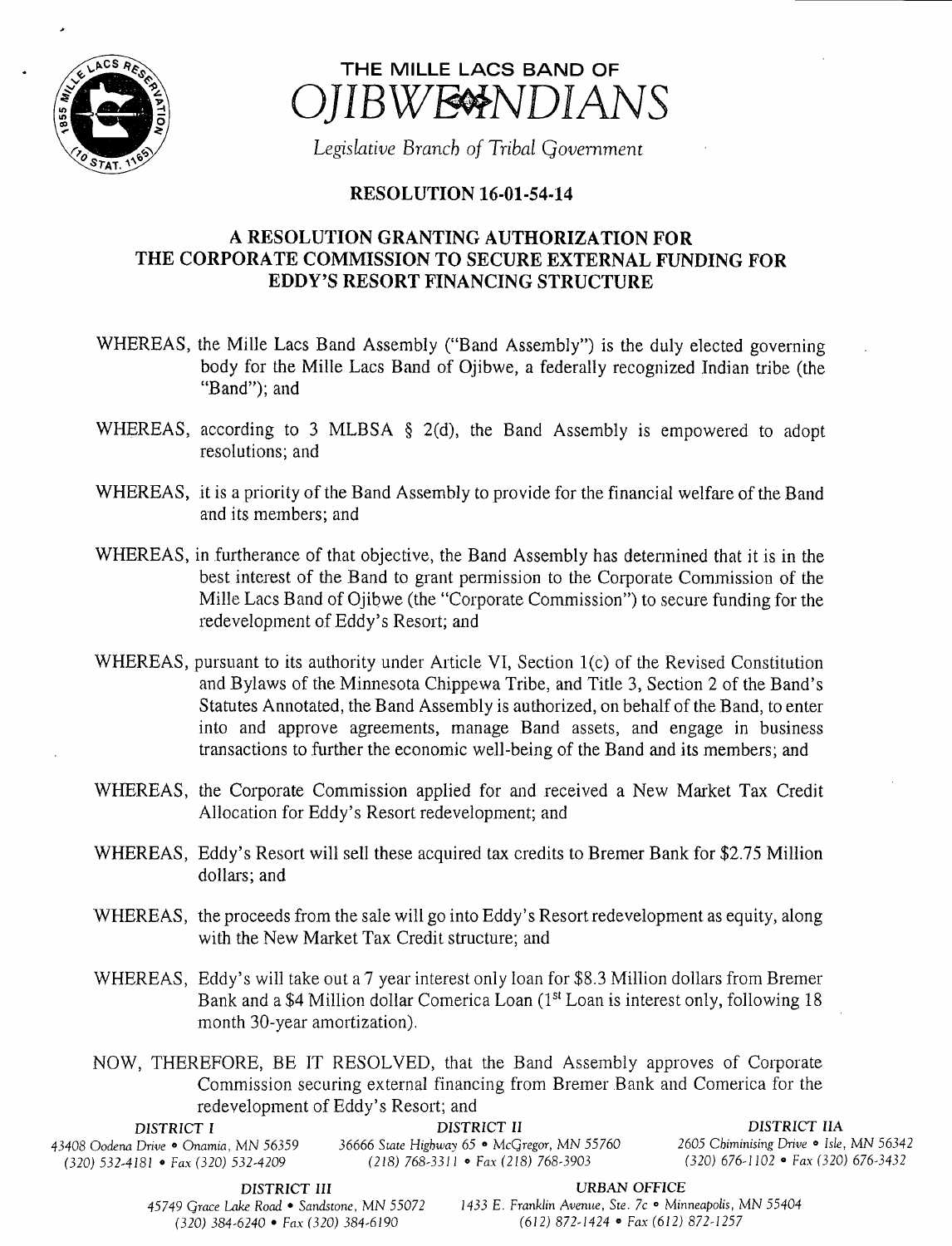# THE MILLE LACS BAND OF OJIBWE INDIANS

*Legislative Branch of Tribal Government*

## RESOLUTION 16-01-54-14

### A RESOLUTION GRANTING AUTHORIZATION FOR THE CORPORATE COMMISSION TO SECURE EXTERNAL FUNDING FOR EDDY'S RESORT FINANCING STRUCTURE

WHEREAS, the Mille Lacs Band Assembly ("Band Assembly") is the duly elected governing body for the Mille Lacs Band of Ojibwe, a federally recognized Indian tribe (the "Band"); and

WHEREAS, according to 3 MLBSA § 2(d), the Band Assembly is empowered to adopt resolutions; and

WHEREAS, it is a priority of the Band Assembly to provide for the financial welfare of the Band and its members; and

WHEREAS, in furtherance of that objective, the Band Assembly has determined that it is in the best interest of the Band to grant permission to the Corporate Commission of the Mille Lacs Band of Ojibwe (the "Corporate Commission") to secure funding for the redevelopment of Eddy's Resort; and

WHEREAS, pursuant to its authority under Article VI, Section 1(c) of the Revised Constitution and Bylaws of the Minnesota Chippewa Tribe, and Title 3, Section 2 of the Band's Statutes Annotated, the Band Assembly is authorized, on behalf of the Band, to enter into and approve agreements, manage Band assets, and engage in business transactions to further the economic well-being of the Band and its members; and

WHEREAS, the Corporate Commission applied for and received a New Market Tax Credit Allocation for Eddy's Resort redevelopment; and

WHEREAS, Eddy's Resort will sell these acquired tax credits to Bremer Bank for $2.75 Million dollars; and

WHEREAS, the proceeds from the sale will go into Eddy's Resort redevelopment as equity, along with the New Market Tax Credit structure; and

WHEREAS, Eddy's will take out a 7 year interest only loan for $8.3 Million dollars from Bremer Bank and a $4 Million dollar Comerica Loan (1st Loan is interest only, following 18 month 30-year amortization).

NOW, THEREFORE, BE IT RESOLVED, that the Band Assembly approves of Corporate Commission securing external financing from Bremer Bank and Comerica for the redevelopment of Eddy's Resort; and

DISTRICT I
43408 Oodena Drive • Onamia, MN 56359
(320) 532-4181 • Fax (320) 532-4209

DISTRICT II
36666 State Highway 65 • McGregor, MN 55760
(218) 768-3311 • Fax (218) 768-3903

DISTRICT IIA
2605 Chiminising Drive • Isle, MN 56342
(320) 676-1102 • Fax (320) 676-3432

DISTRICT III
45749 Grace Lake Road • Sandstone, MN 55072
(320) 384-6240 • Fax (320) 384-6190

URBAN OFFICE
1433 E. Franklin Avenue, Ste. 7c • Minneapolis, MN 55404
(612) 872-1424 • Fax (612) 872-1257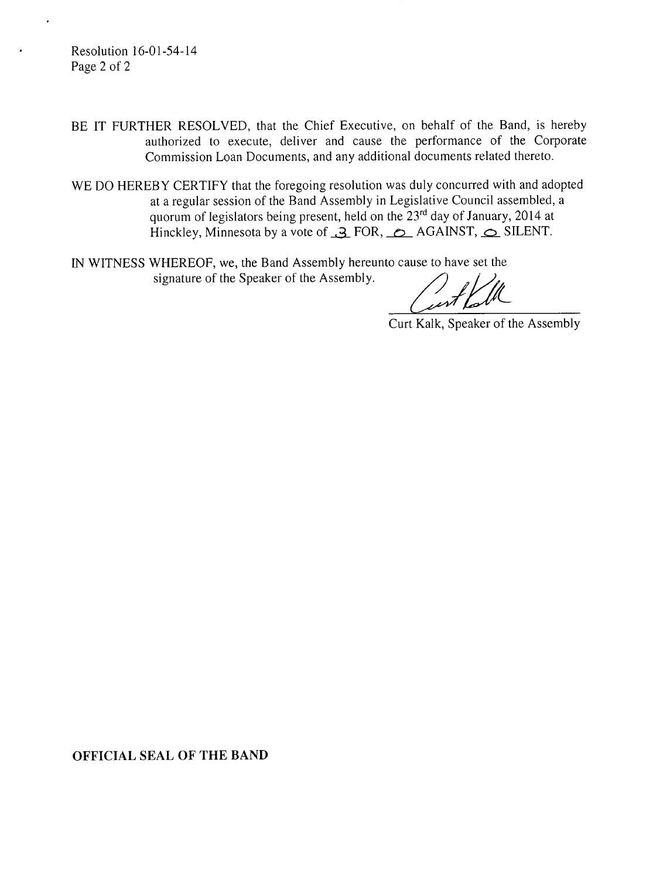Resolution 16-01-54-14

BE IT FURTHER RESOLVED, that the Chief Executive, on behalf of the Band, is hereby authorized to execute, deliver and cause the performance of the Corporate Commission Loan Documents, and any additional documents related thereto.

WE DO HEREBY CERTIFY that the foregoing resolution was duly concurred with and adopted at a regular session of the Band Assembly in Legislative Council assembled, a quorum of legislators being present, held on the 23rd day of January, 2014 at Hinckley, Minnesota by a vote of 3 FOR, 0 AGAINST, 0 SILENT.

IN WITNESS WHEREOF, we, the Band Assembly hereunto cause to have set the signature of the Speaker of the Assembly.

Curt Kalk, Speaker of the Assembly

**OFFICIAL SEAL OF THE BAND**